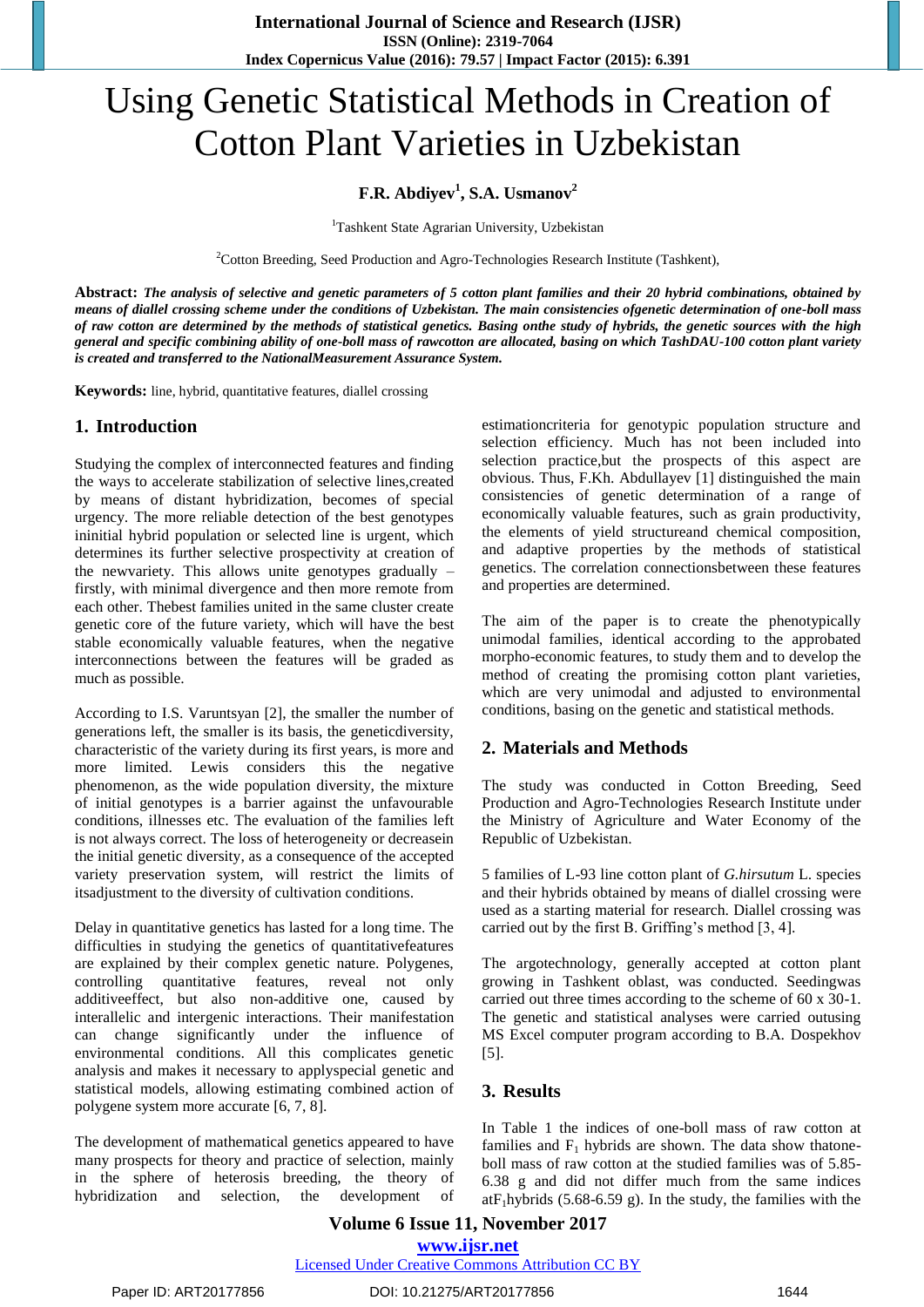# Using Genetic Statistical Methods in Creation of Cotton Plant Varieties in Uzbekistan

**F.R. Abdiyev[1], S.A. Usmanov[2]**

[1]Tashkent State Agrarian University, Uzbekistan

[2]Cotton Breeding, Seed Production and Agro-Technologies Research Institute (Tashkent),

**Abstract:** ***The analysis of selective and genetic parameters of 5 cotton plant families and their 20 hybrid combinations, obtained by means of diallel crossing scheme under the conditions of Uzbekistan. The main consistencies ofgenetic determination of one-boll mass of raw cotton are determined by the methods of statistical genetics. Basing onthe study of hybrids, the genetic sources with the high general and specific combining ability of one-boll mass of rawcotton are allocated, basing on which TashDAU-100 cotton plant variety is created and transferred to the NationalMeasurement Assurance System.***

**Keywords:** line, hybrid, quantitative features, diallel crossing

## 1. Introduction

Studying the complex of interconnected features and finding the ways to accelerate stabilization of selective lines,created by means of distant hybridization, becomes of special urgency. The more reliable detection of the best genotypes ininitial hybrid population or selected line is urgent, which determines its further selective prospectivity at creation of the newvariety. This allows unite genotypes gradually – firstly, with minimal divergence and then more remote from each other. Thebest families united in the same cluster create genetic core of the future variety, which will have the best stable economically valuable features, when the negative interconnections between the features will be graded as much as possible.

According to I.S. Varuntsyan [2], the smaller the number of generations left, the smaller is its basis, the geneticdiversity, characteristic of the variety during its first years, is more and more limited. Lewis considers this the negative phenomenon, as the wide population diversity, the mixture of initial genotypes is a barrier against the unfavourable conditions, illnesses etc. The evaluation of the families left is not always correct. The loss of heterogeneity or decreasein the initial genetic diversity, as a consequence of the accepted variety preservation system, will restrict the limits of itsadjustment to the diversity of cultivation conditions.

Delay in quantitative genetics has lasted for a long time. The difficulties in studying the genetics of quantitativefeatures are explained by their complex genetic nature. Polygenes, controlling quantitative features, reveal not only additiveeffect, but also non-additive one, caused by interallelic and intergenic interactions. Their manifestation can change significantly under the influence of environmental conditions. All this complicates genetic analysis and makes it necessary to applyspecial genetic and statistical models, allowing estimating combined action of polygene system more accurate [6, 7, 8].

The development of mathematical genetics appeared to have many prospects for theory and practice of selection, mainly in the sphere of heterosis breeding, the theory of hybridization and selection, the development of estimationcriteria for genotypic population structure and selection efficiency. Much has not been included into selection practice,but the prospects of this aspect are obvious. Thus, F.Kh. Abdullayev [1] distinguished the main consistencies of genetic determination of a range of economically valuable features, such as grain productivity, the elements of yield structureand chemical composition, and adaptive properties by the methods of statistical genetics. The correlation connectionsbetween these features and properties are determined.

The aim of the paper is to create the phenotypically unimodal families, identical according to the approbated morpho-economic features, to study them and to develop the method of creating the promising cotton plant varieties, which are very unimodal and adjusted to environmental conditions, basing on the genetic and statistical methods.

## 2. Materials and Methods

The study was conducted in Cotton Breeding, Seed Production and Agro-Technologies Research Institute under the Ministry of Agriculture and Water Economy of the Republic of Uzbekistan.

5 families of L-93 line cotton plant of *G.hirsutum* L. species and their hybrids obtained by means of diallel crossing were used as a starting material for research. Diallel crossing was carried out by the first B. Griffing's method [3, 4].

The argotechnology, generally accepted at cotton plant growing in Tashkent oblast, was conducted. Seedingwas carried out three times according to the scheme of 60 x 30-1. The genetic and statistical analyses were carried outusing MS Excel computer program according to B.A. Dospekhov [5].

## 3. Results

In Table 1 the indices of one-boll mass of raw cotton at families and $F_1$ hybrids are shown. The data show thatone-boll mass of raw cotton at the studied families was of 5.85-6.38 g and did not differ much from the same indices at$F_1$hybrids (5.68-6.59 g). In the study, the families with the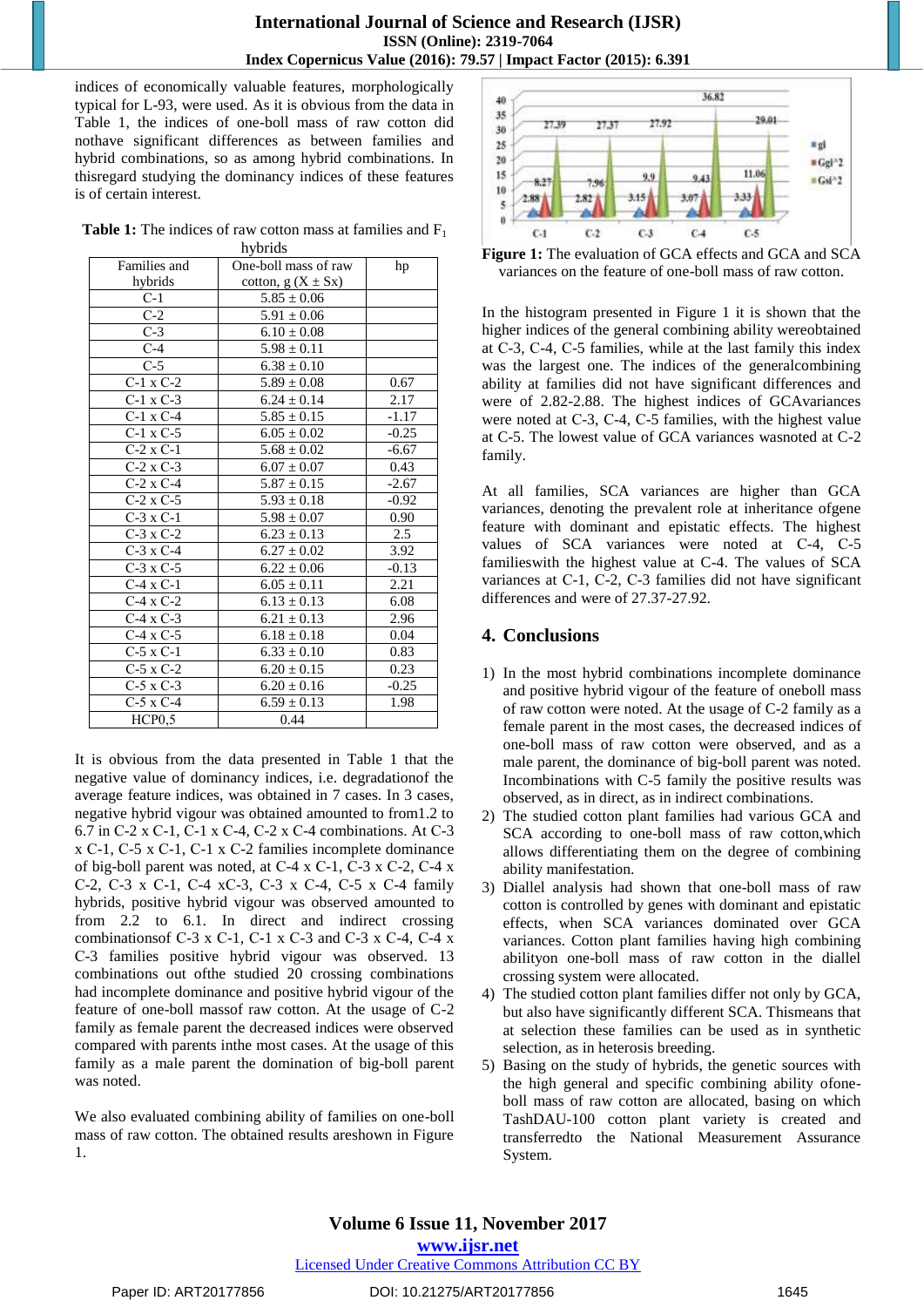indices of economically valuable features, morphologically typical for L-93, were used. As it is obvious from the data in Table 1, the indices of one-boll mass of raw cotton did nothave significant differences as between families and hybrid combinations, so as among hybrid combinations. In thisregard studying the dominancy indices of these features is of certain interest.

**Table 1:** The indices of raw cotton mass at families and $F_1$ hybrids

| Families and hybrids | One-boll mass of raw cotton, g ($X \pm Sx$) | hp |
|---|---|---|
| C-1 | 5.85 ± 0.06 | |
| C-2 | 5.91 ± 0.06 | |
| C-3 | 6.10 ± 0.08 | |
| C-4 | 5.98 ± 0.11 | |
| C-5 | 6.38 ± 0.10 | |
| C-1 x C-2 | 5.89 ± 0.08 | 0.67 |
| C-1 x C-3 | 6.24 ± 0.14 | 2.17 |
| C-1 x C-4 | 5.85 ± 0.15 | -1.17 |
| C-1 x C-5 | 6.05 ± 0.02 | -0.25 |
| C-2 x C-1 | 5.68 ± 0.02 | -6.67 |
| C-2 x C-3 | 6.07 ± 0.07 | 0.43 |
| C-2 x C-4 | 5.87 ± 0.15 | -2.67 |
| C-2 x C-5 | 5.93 ± 0.18 | -0.92 |
| C-3 x C-1 | 5.98 ± 0.07 | 0.90 |
| C-3 x C-2 | 6.23 ± 0.13 | 2.5 |
| C-3 x C-4 | 6.27 ± 0.02 | 3.92 |
| C-3 x C-5 | 6.22 ± 0.06 | -0.13 |
| C-4 x C-1 | 6.05 ± 0.11 | 2.21 |
| C-4 x C-2 | 6.13 ± 0.13 | 6.08 |
| C-4 x C-3 | 6.21 ± 0.13 | 2.96 |
| C-4 x C-5 | 6.18 ± 0.18 | 0.04 |
| C-5 x C-1 | 6.33 ± 0.10 | 0.83 |
| C-5 x C-2 | 6.20 ± 0.15 | 0.23 |
| C-5 x C-3 | 6.20 ± 0.16 | -0.25 |
| C-5 x C-4 | 6.59 ± 0.13 | 1.98 |
| HCP0,5 | 0.44 | |

It is obvious from the data presented in Table 1 that the negative value of dominancy indices, i.e. degradationof the average feature indices, was obtained in 7 cases. In 3 cases, negative hybrid vigour was obtained amounted to from1.2 to 6.7 in C-2 x C-1, C-1 x C-4, C-2 x C-4 combinations. At C-3 x C-1, C-5 x C-1, C-1 x C-2 families incomplete dominance of big-boll parent was noted, at C-4 x C-1, C-3 x C-2, C-4 x C-2, C-3 x C-1, C-4 xC-3, C-3 x C-4, C-5 x C-4 family hybrids, positive hybrid vigour was observed amounted to from 2.2 to 6.1. In direct and indirect crossing combinationsof C-3 x C-1, C-1 x C-3 and C-3 x C-4, C-4 x C-3 families positive hybrid vigour was observed. 13 combinations out ofthe studied 20 crossing combinations had incomplete dominance and positive hybrid vigour of the feature of one-boll massof raw cotton. At the usage of C-2 family as female parent the decreased indices were observed compared with parents inthe most cases. At the usage of this family as a male parent the domination of big-boll parent was noted.

We also evaluated combining ability of families on one-boll mass of raw cotton. The obtained results areshown in Figure 1.

**Figure 1:** The evaluation of GCA effects and GCA and SCA variances on the feature of one-boll mass of raw cotton.

In the histogram presented in Figure 1 it is shown that the higher indices of the general combining ability wereobtained at C-3, C-4, C-5 families, while at the last family this index was the largest one. The indices of the generalcombining ability at families did not have significant differences and were of 2.82-2.88. The highest indices of GCAvariances were noted at C-3, C-4, C-5 families, with the highest value at C-5. The lowest value of GCA variances wasnoted at C-2 family.

At all families, SCA variances are higher than GCA variances, denoting the prevalent role at inheritance ofgene feature with dominant and epistatic effects. The highest values of SCA variances were noted at C-4, C-5 familieswith the highest value at C-4. The values of SCA variances at C-1, C-2, C-3 families did not have significant differences and were of 27.37-27.92.

## 4. Conclusions

1) In the most hybrid combinations incomplete dominance and positive hybrid vigour of the feature of one-boll mass of raw cotton were noted. At the usage of C-2 family as a female parent in the most cases, the decreased indices of one-boll mass of raw cotton were observed, and as a male parent, the dominance of big-boll parent was noted. Incombinations with C-5 family the positive results was observed, as in direct, as in indirect combinations.
2) The studied cotton plant families had various GCA and SCA according to one-boll mass of raw cotton,which allows differentiating them on the degree of combining ability manifestation.
3) Diallel analysis had shown that one-boll mass of raw cotton is controlled by genes with dominant and epistatic effects, when SCA variances dominated over GCA variances. Cotton plant families having high combining abilityon one-boll mass of raw cotton in the diallel crossing system were allocated.
4) The studied cotton plant families differ not only by GCA, but also have significantly different SCA. Thismeans that at selection these families can be used as in synthetic selection, as in heterosis breeding.
5) Basing on the study of hybrids, the genetic sources with the high general and specific combining ability ofone-boll mass of raw cotton are allocated, basing on which TashDAU-100 cotton plant variety is created and transferredto the National Measurement Assurance System.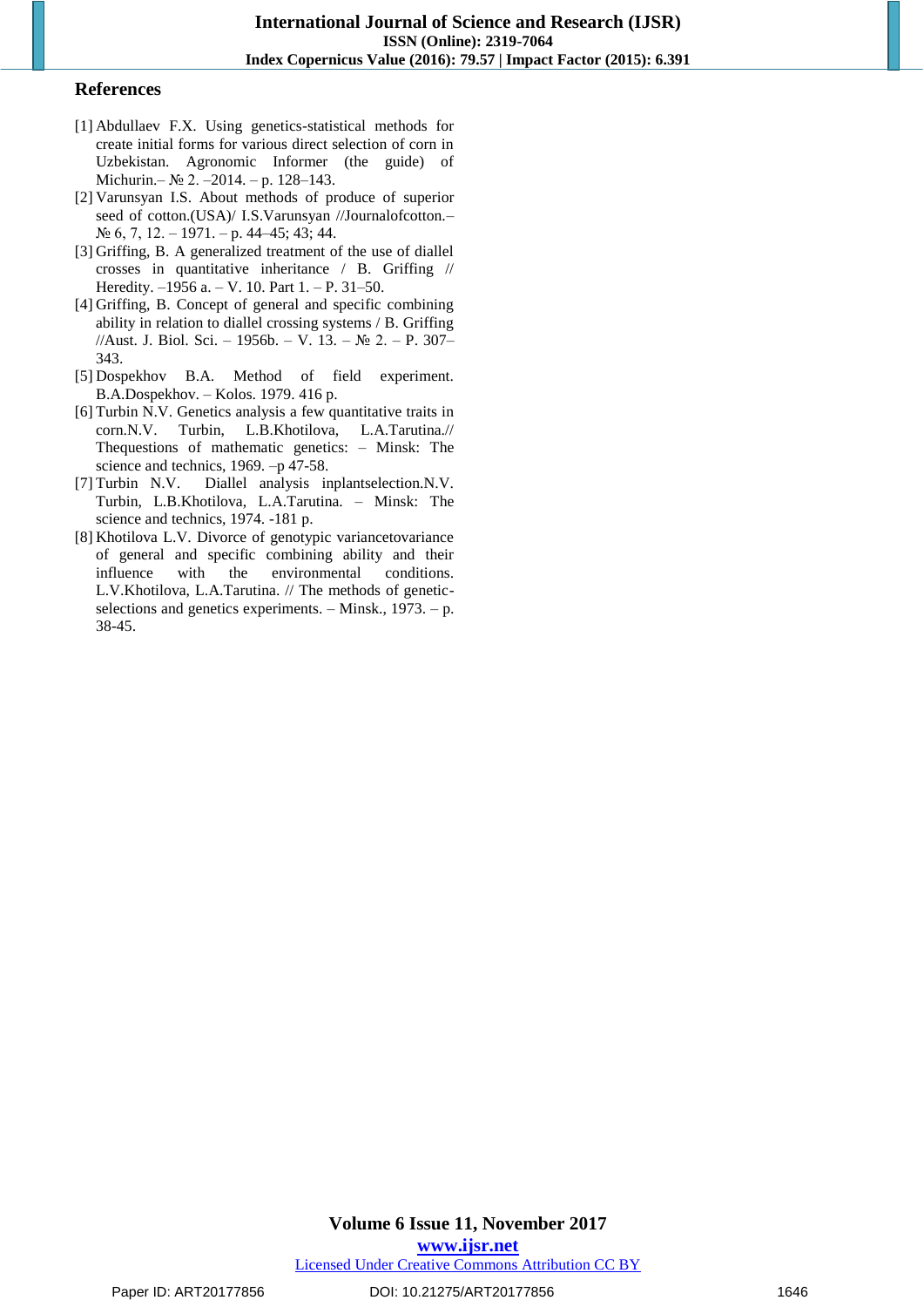## References

[1] Abdullaev F.X. Using genetics-statistical methods for create initial forms for various direct selection of corn in Uzbekistan. Agronomic Informer (the guide) of Michurin.– № 2. –2014. – p. 128–143.

[2] Varunsyan I.S. About methods of produce of superior seed of cotton.(USA)/ I.S.Varunsyan //Journalofcotton.– № 6, 7, 12. – 1971. – p. 44–45; 43; 44.

[3] Griffing, B. A generalized treatment of the use of diallel crosses in quantitative inheritance / B. Griffing // Heredity. –1956 a. – V. 10. Part 1. – P. 31–50.

[4] Griffing, B. Concept of general and specific combining ability in relation to diallel crossing systems / B. Griffing //Aust. J. Biol. Sci. – 1956b. – V. 13. – № 2. – P. 307–343.

[5] Dospekhov B.A. Method of field experiment. B.A.Dospekhov. – Kolos. 1979. 416 p.

[6] Turbin N.V. Genetics analysis a few quantitative traits in corn.N.V. Turbin, L.B.Khotilova, L.A.Tarutina.// Thequestions of mathematic genetics: – Minsk: The science and technics, 1969. –p 47-58.

[7] Turbin N.V. Diallel analysis inplantselection.N.V. Turbin, L.B.Khotilova, L.A.Tarutina. – Minsk: The science and technics, 1974. -181 p.

[8] Khotilova L.V. Divorce of genotypic variancetovariance of general and specific combining ability and their influence with the environmental conditions. L.V.Khotilova, L.A.Tarutina. // The methods of genetic-selections and genetics experiments. – Minsk., 1973. – p. 38-45.